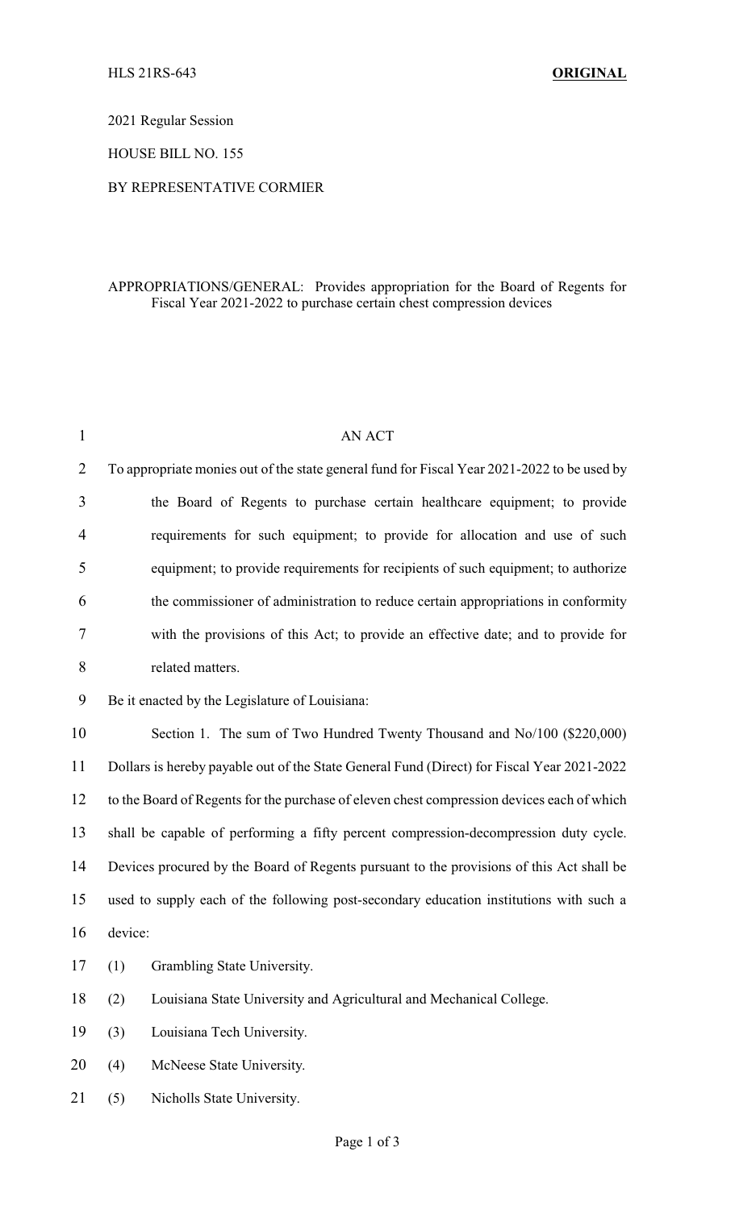HLS 21RS-643 **ORIGINAL**

2021 Regular Session

HOUSE BILL NO. 155

BY REPRESENTATIVE CORMIER

APPROPRIATIONS/GENERAL: Provides appropriation for the Board of Regents for Fiscal Year 2021-2022 to purchase certain chest compression devices

AN ACT

To appropriate monies out of the state general fund for Fiscal Year 2021-2022 to be used by the Board of Regents to purchase certain healthcare equipment; to provide requirements for such equipment; to provide for allocation and use of such equipment; to provide requirements for recipients of such equipment; to authorize the commissioner of administration to reduce certain appropriations in conformity with the provisions of this Act; to provide an effective date; and to provide for related matters.

Be it enacted by the Legislature of Louisiana:

Section 1. The sum of Two Hundred Twenty Thousand and No/100 ($220,000) Dollars is hereby payable out of the State General Fund (Direct) for Fiscal Year 2021-2022 to the Board of Regents for the purchase of eleven chest compression devices each of which shall be capable of performing a fifty percent compression-decompression duty cycle. Devices procured by the Board of Regents pursuant to the provisions of this Act shall be used to supply each of the following post-secondary education institutions with such a device:

(1) Grambling State University.

(2) Louisiana State University and Agricultural and Mechanical College.

(3) Louisiana Tech University.

(4) McNeese State University.

(5) Nicholls State University.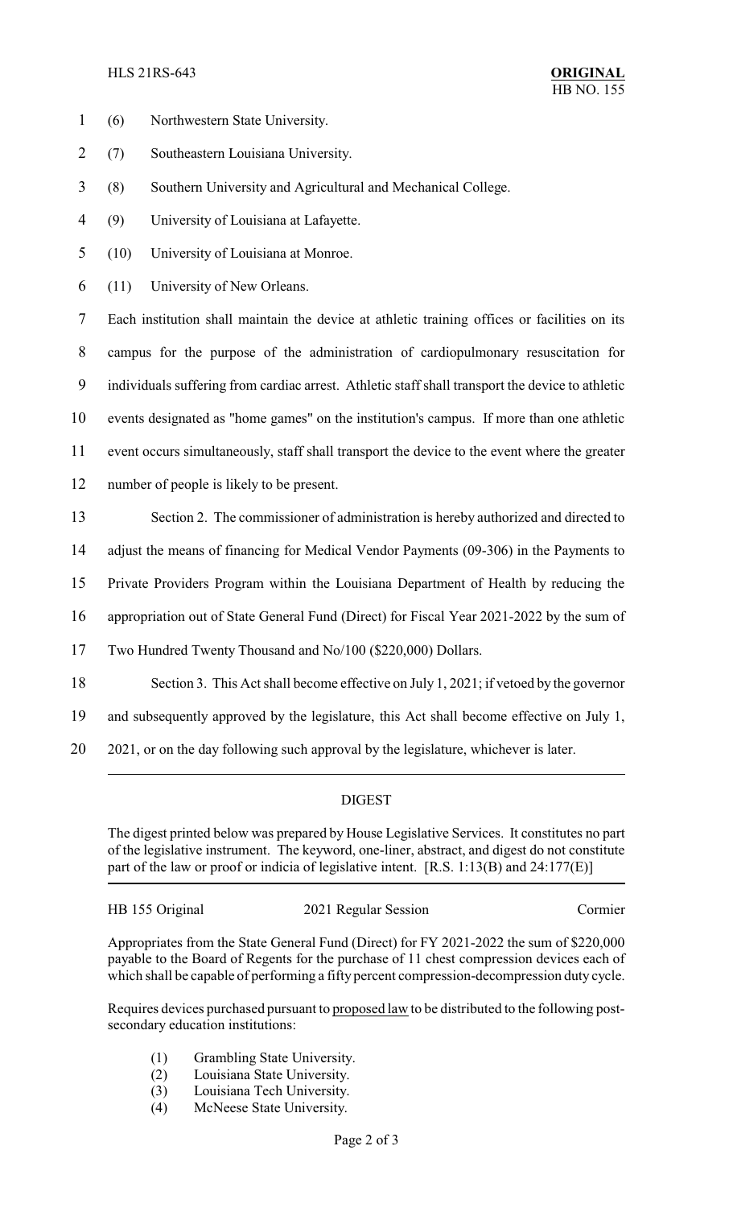(6) Northwestern State University.

(7) Southeastern Louisiana University.

(8) Southern University and Agricultural and Mechanical College.

(9) University of Louisiana at Lafayette.

(10) University of Louisiana at Monroe.

(11) University of New Orleans.

Each institution shall maintain the device at athletic training offices or facilities on its campus for the purpose of the administration of cardiopulmonary resuscitation for individuals suffering from cardiac arrest. Athletic staff shall transport the device to athletic events designated as "home games" on the institution's campus. If more than one athletic event occurs simultaneously, staff shall transport the device to the event where the greater number of people is likely to be present.

Section 2. The commissioner of administration is hereby authorized and directed to adjust the means of financing for Medical Vendor Payments (09-306) in the Payments to Private Providers Program within the Louisiana Department of Health by reducing the appropriation out of State General Fund (Direct) for Fiscal Year 2021-2022 by the sum of Two Hundred Twenty Thousand and No/100 ($220,000) Dollars.

Section 3. This Act shall become effective on July 1, 2021; if vetoed by the governor and subsequently approved by the legislature, this Act shall become effective on July 1, 2021, or on the day following such approval by the legislature, whichever is later.

## DIGEST

The digest printed below was prepared by House Legislative Services. It constitutes no part of the legislative instrument. The keyword, one-liner, abstract, and digest do not constitute part of the law or proof or indicia of legislative intent. [R.S. 1:13(B) and 24:177(E)]

HB 155 Original | 2021 Regular Session | Cormier

Appropriates from the State General Fund (Direct) for FY 2021-2022 the sum of $220,000 payable to the Board of Regents for the purchase of 11 chest compression devices each of which shall be capable of performing a fifty percent compression-decompression duty cycle.

Requires devices purchased pursuant to proposed law to be distributed to the following post-secondary education institutions:

(1) Grambling State University.
(2) Louisiana State University.
(3) Louisiana Tech University.
(4) McNeese State University.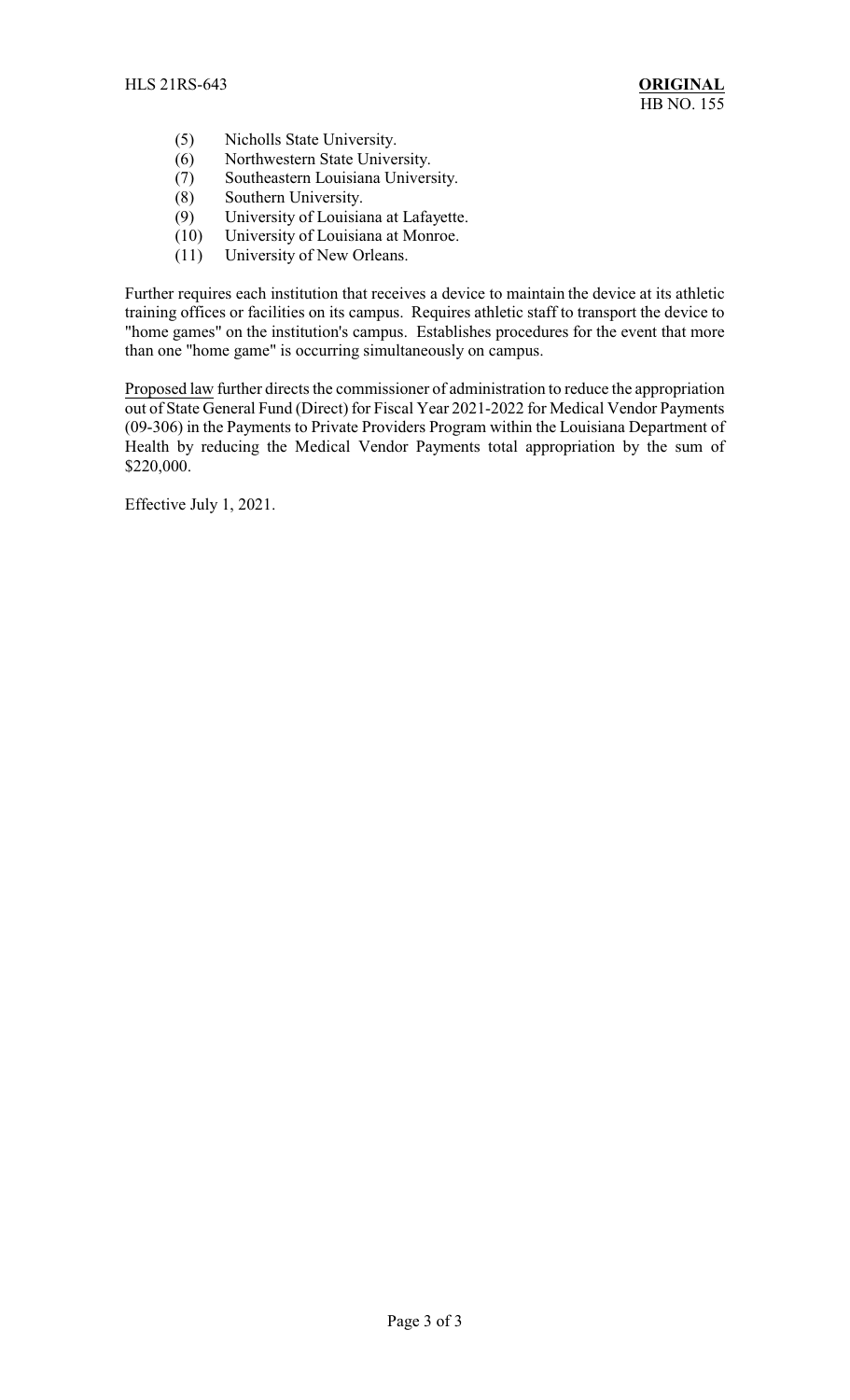(5) Nicholls State University.
(6) Northwestern State University.
(7) Southeastern Louisiana University.
(8) Southern University.
(9) University of Louisiana at Lafayette.
(10) University of Louisiana at Monroe.
(11) University of New Orleans.

Further requires each institution that receives a device to maintain the device at its athletic training offices or facilities on its campus. Requires athletic staff to transport the device to "home games" on the institution's campus. Establishes procedures for the event that more than one "home game" is occurring simultaneously on campus.

Proposed law further directs the commissioner of administration to reduce the appropriation out of State General Fund (Direct) for Fiscal Year 2021-2022 for Medical Vendor Payments (09-306) in the Payments to Private Providers Program within the Louisiana Department of Health by reducing the Medical Vendor Payments total appropriation by the sum of $220,000.

Effective July 1, 2021.